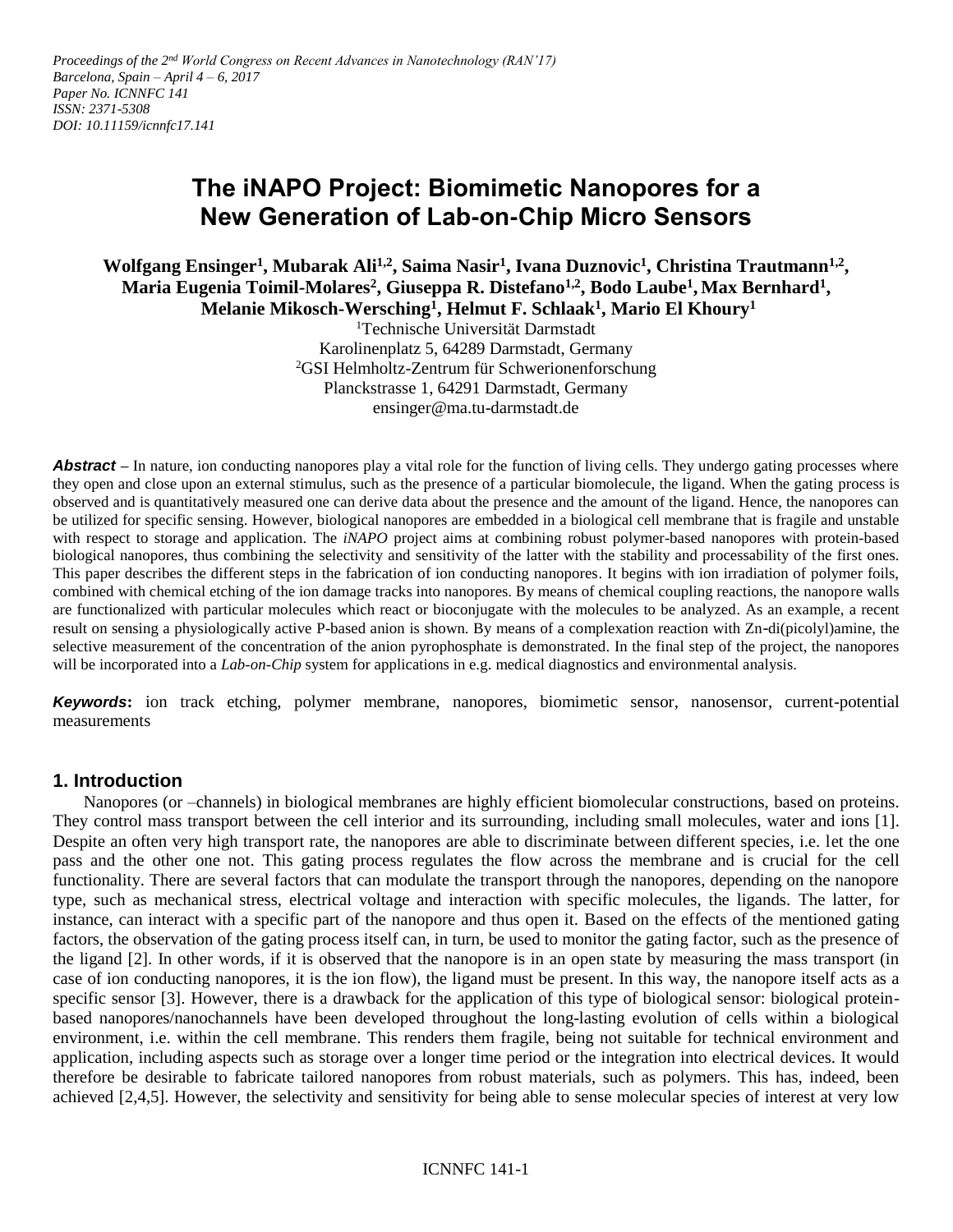*Proceedings of the 2nd World Congress on Recent Advances in Nanotechnology (RAN'17)*
*Barcelona, Spain – April 4 – 6, 2017*
*Paper No. ICNNFC 141*
*ISSN: 2371-5308*
*DOI: 10.11159/icnnfc17.141*

# The iNAPO Project: Biomimetic Nanopores for a New Generation of Lab-on-Chip Micro Sensors

**Wolfgang Ensinger[1], Mubarak Ali[1,2], Saima Nasir[1], Ivana Duznovic[1], Christina Trautmann[1,2], Maria Eugenia Toimil-Molares[2], Giuseppa R. Distefano[1,2], Bodo Laube[1], Max Bernhard[1], Melanie Mikosch-Wersching[1], Helmut F. Schlaak[1], Mario El Khoury[1]**

[1]Technische Universität Darmstadt
Karolinenplatz 5, 64289 Darmstadt, Germany
[2]GSI Helmholtz-Zentrum für Schwerionenforschung
Planckstrasse 1, 64291 Darmstadt, Germany
ensinger@ma.tu-darmstadt.de

***Abstract*** – In nature, ion conducting nanopores play a vital role for the function of living cells. They undergo gating processes where they open and close upon an external stimulus, such as the presence of a particular biomolecule, the ligand. When the gating process is observed and is quantitatively measured one can derive data about the presence and the amount of the ligand. Hence, the nanopores can be utilized for specific sensing. However, biological nanopores are embedded in a biological cell membrane that is fragile and unstable with respect to storage and application. The *iNAPO* project aims at combining robust polymer-based nanopores with protein-based biological nanopores, thus combining the selectivity and sensitivity of the latter with the stability and processability of the first ones. This paper describes the different steps in the fabrication of ion conducting nanopores. It begins with ion irradiation of polymer foils, combined with chemical etching of the ion damage tracks into nanopores. By means of chemical coupling reactions, the nanopore walls are functionalized with particular molecules which react or bioconjugate with the molecules to be analyzed. As an example, a recent result on sensing a physiologically active P-based anion is shown. By means of a complexation reaction with Zn-di(picolyl)amine, the selective measurement of the concentration of the anion pyrophosphate is demonstrated. In the final step of the project, the nanopores will be incorporated into a *Lab-on-Chip* system for applications in e.g. medical diagnostics and environmental analysis.

***Keywords*****:** ion track etching, polymer membrane, nanopores, biomimetic sensor, nanosensor, current-potential measurements

## 1. Introduction

Nanopores (or –channels) in biological membranes are highly efficient biomolecular constructions, based on proteins. They control mass transport between the cell interior and its surrounding, including small molecules, water and ions [1]. Despite an often very high transport rate, the nanopores are able to discriminate between different species, i.e. let the one pass and the other one not. This gating process regulates the flow across the membrane and is crucial for the cell functionality. There are several factors that can modulate the transport through the nanopores, depending on the nanopore type, such as mechanical stress, electrical voltage and interaction with specific molecules, the ligands. The latter, for instance, can interact with a specific part of the nanopore and thus open it. Based on the effects of the mentioned gating factors, the observation of the gating process itself can, in turn, be used to monitor the gating factor, such as the presence of the ligand [2]. In other words, if it is observed that the nanopore is in an open state by measuring the mass transport (in case of ion conducting nanopores, it is the ion flow), the ligand must be present. In this way, the nanopore itself acts as a specific sensor [3]. However, there is a drawback for the application of this type of biological sensor: biological protein-based nanopores/nanochannels have been developed throughout the long-lasting evolution of cells within a biological environment, i.e. within the cell membrane. This renders them fragile, being not suitable for technical environment and application, including aspects such as storage over a longer time period or the integration into electrical devices. It would therefore be desirable to fabricate tailored nanopores from robust materials, such as polymers. This has, indeed, been achieved [2,4,5]. However, the selectivity and sensitivity for being able to sense molecular species of interest at very low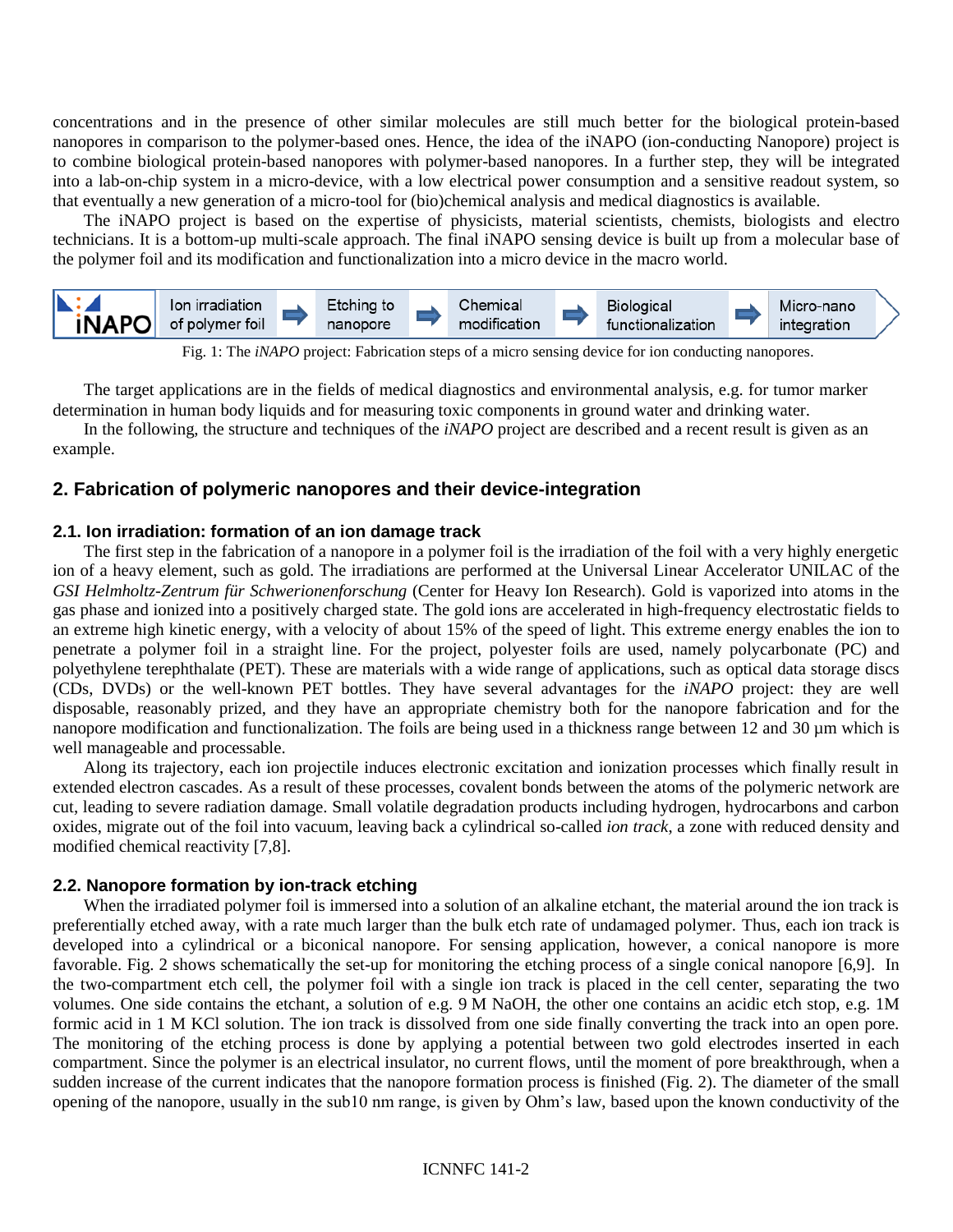concentrations and in the presence of other similar molecules are still much better for the biological protein-based nanopores in comparison to the polymer-based ones. Hence, the idea of the iNAPO (ion-conducting Nanopore) project is to combine biological protein-based nanopores with polymer-based nanopores. In a further step, they will be integrated into a lab-on-chip system in a micro-device, with a low electrical power consumption and a sensitive readout system, so that eventually a new generation of a micro-tool for (bio)chemical analysis and medical diagnostics is available.

The iNAPO project is based on the expertise of physicists, material scientists, chemists, biologists and electro technicians. It is a bottom-up multi-scale approach. The final iNAPO sensing device is built up from a molecular base of the polymer foil and its modification and functionalization into a micro device in the macro world.

iNAPO | Ion irradiation of polymer foil → Etching to nanopore → Chemical modification → Biological functionalization → Micro-nano integration

Fig. 1: The *iNAPO* project: Fabrication steps of a micro sensing device for ion conducting nanopores.

The target applications are in the fields of medical diagnostics and environmental analysis, e.g. for tumor marker determination in human body liquids and for measuring toxic components in ground water and drinking water.

In the following, the structure and techniques of the *iNAPO* project are described and a recent result is given as an example.

## 2. Fabrication of polymeric nanopores and their device-integration

### 2.1. Ion irradiation: formation of an ion damage track

The first step in the fabrication of a nanopore in a polymer foil is the irradiation of the foil with a very highly energetic ion of a heavy element, such as gold. The irradiations are performed at the Universal Linear Accelerator UNILAC of the *GSI Helmholtz-Zentrum für Schwerionenforschung* (Center for Heavy Ion Research). Gold is vaporized into atoms in the gas phase and ionized into a positively charged state. The gold ions are accelerated in high-frequency electrostatic fields to an extreme high kinetic energy, with a velocity of about 15% of the speed of light. This extreme energy enables the ion to penetrate a polymer foil in a straight line. For the project, polyester foils are used, namely polycarbonate (PC) and polyethylene terephthalate (PET). These are materials with a wide range of applications, such as optical data storage discs (CDs, DVDs) or the well-known PET bottles. They have several advantages for the *iNAPO* project: they are well disposable, reasonably prized, and they have an appropriate chemistry both for the nanopore fabrication and for the nanopore modification and functionalization. The foils are being used in a thickness range between 12 and 30 µm which is well manageable and processable.

Along its trajectory, each ion projectile induces electronic excitation and ionization processes which finally result in extended electron cascades. As a result of these processes, covalent bonds between the atoms of the polymeric network are cut, leading to severe radiation damage. Small volatile degradation products including hydrogen, hydrocarbons and carbon oxides, migrate out of the foil into vacuum, leaving back a cylindrical so-called *ion track*, a zone with reduced density and modified chemical reactivity [7,8].

### 2.2. Nanopore formation by ion-track etching

When the irradiated polymer foil is immersed into a solution of an alkaline etchant, the material around the ion track is preferentially etched away, with a rate much larger than the bulk etch rate of undamaged polymer. Thus, each ion track is developed into a cylindrical or a biconical nanopore. For sensing application, however, a conical nanopore is more favorable. Fig. 2 shows schematically the set-up for monitoring the etching process of a single conical nanopore [6,9]. In the two-compartment etch cell, the polymer foil with a single ion track is placed in the cell center, separating the two volumes. One side contains the etchant, a solution of e.g. 9 M NaOH, the other one contains an acidic etch stop, e.g. 1M formic acid in 1 M KCl solution. The ion track is dissolved from one side finally converting the track into an open pore. The monitoring of the etching process is done by applying a potential between two gold electrodes inserted in each compartment. Since the polymer is an electrical insulator, no current flows, until the moment of pore breakthrough, when a sudden increase of the current indicates that the nanopore formation process is finished (Fig. 2). The diameter of the small opening of the nanopore, usually in the sub10 nm range, is given by Ohm's law, based upon the known conductivity of the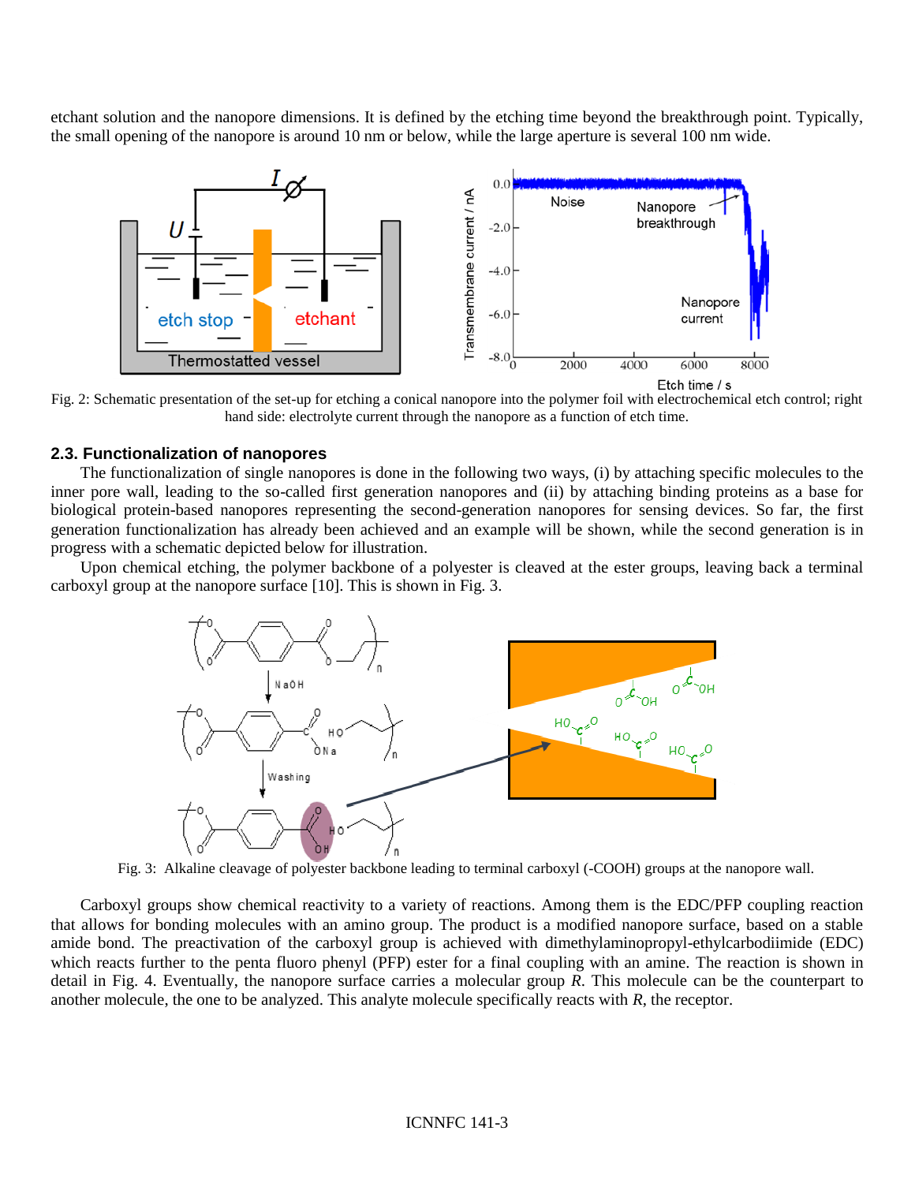etchant solution and the nanopore dimensions. It is defined by the etching time beyond the breakthrough point. Typically, the small opening of the nanopore is around 10 nm or below, while the large aperture is several 100 nm wide.

Fig. 2: Schematic presentation of the set-up for etching a conical nanopore into the polymer foil with electrochemical etch control; right hand side: electrolyte current through the nanopore as a function of etch time.

### 2.3. Functionalization of nanopores

The functionalization of single nanopores is done in the following two ways, (i) by attaching specific molecules to the inner pore wall, leading to the so-called first generation nanopores and (ii) by attaching binding proteins as a base for biological protein-based nanopores representing the second-generation nanopores for sensing devices. So far, the first generation functionalization has already been achieved and an example will be shown, while the second generation is in progress with a schematic depicted below for illustration.

Upon chemical etching, the polymer backbone of a polyester is cleaved at the ester groups, leaving back a terminal carboxyl group at the nanopore surface [10]. This is shown in Fig. 3.

Fig. 3: Alkaline cleavage of polyester backbone leading to terminal carboxyl (-COOH) groups at the nanopore wall.

Carboxyl groups show chemical reactivity to a variety of reactions. Among them is the EDC/PFP coupling reaction that allows for bonding molecules with an amino group. The product is a modified nanopore surface, based on a stable amide bond. The preactivation of the carboxyl group is achieved with dimethylaminopropyl-ethylcarbodiimide (EDC) which reacts further to the penta fluoro phenyl (PFP) ester for a final coupling with an amine. The reaction is shown in detail in Fig. 4. Eventually, the nanopore surface carries a molecular group *R*. This molecule can be the counterpart to another molecule, the one to be analyzed. This analyte molecule specifically reacts with *R*, the receptor.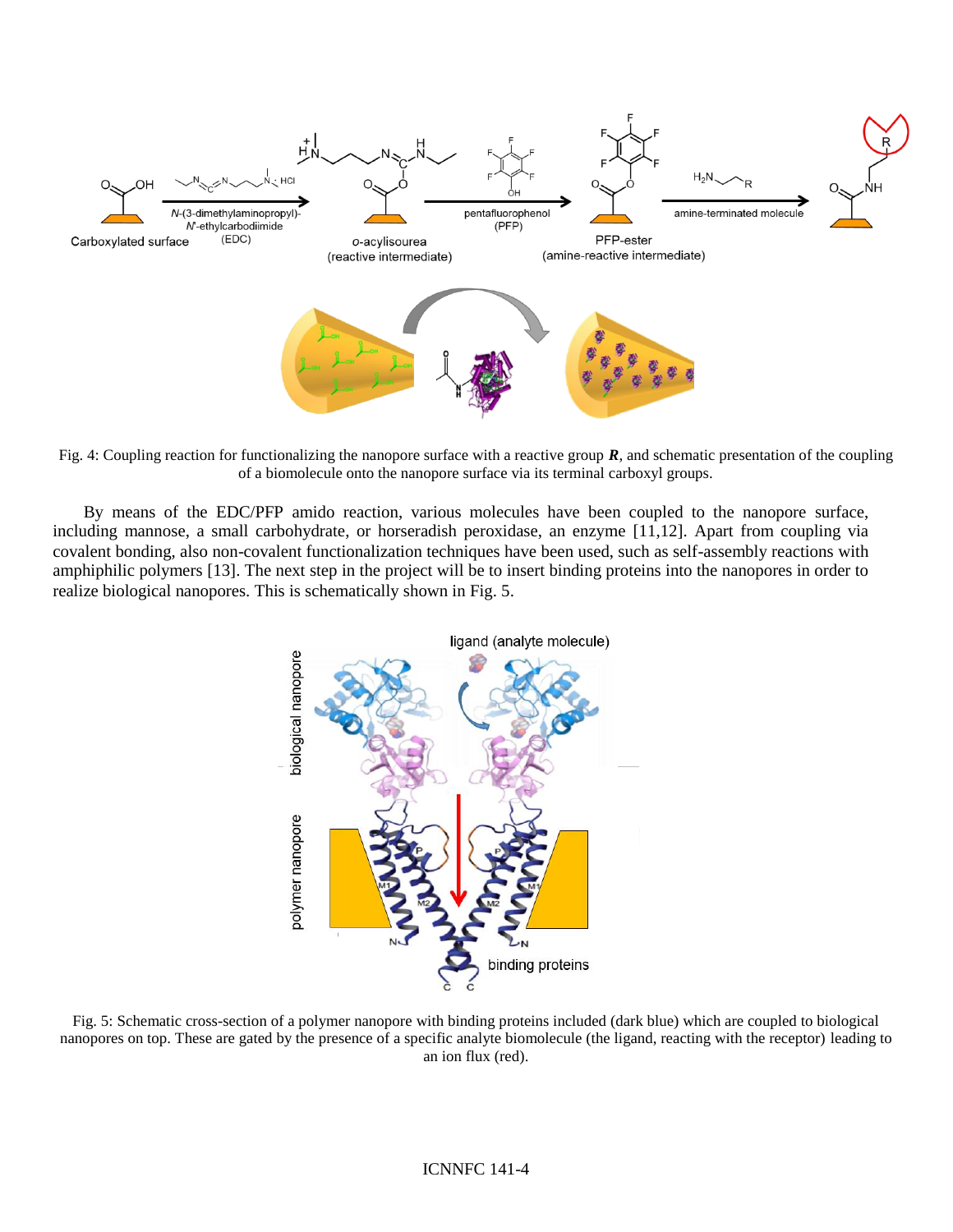Fig. 4: Coupling reaction for functionalizing the nanopore surface with a reactive group ***R***, and schematic presentation of the coupling of a biomolecule onto the nanopore surface via its terminal carboxyl groups.

By means of the EDC/PFP amido reaction, various molecules have been coupled to the nanopore surface, including mannose, a small carbohydrate, or horseradish peroxidase, an enzyme [11,12]. Apart from coupling via covalent bonding, also non-covalent functionalization techniques have been used, such as self-assembly reactions with amphiphilic polymers [13]. The next step in the project will be to insert binding proteins into the nanopores in order to realize biological nanopores. This is schematically shown in Fig. 5.

Fig. 5: Schematic cross-section of a polymer nanopore with binding proteins included (dark blue) which are coupled to biological nanopores on top. These are gated by the presence of a specific analyte biomolecule (the ligand, reacting with the receptor) leading to an ion flux (red).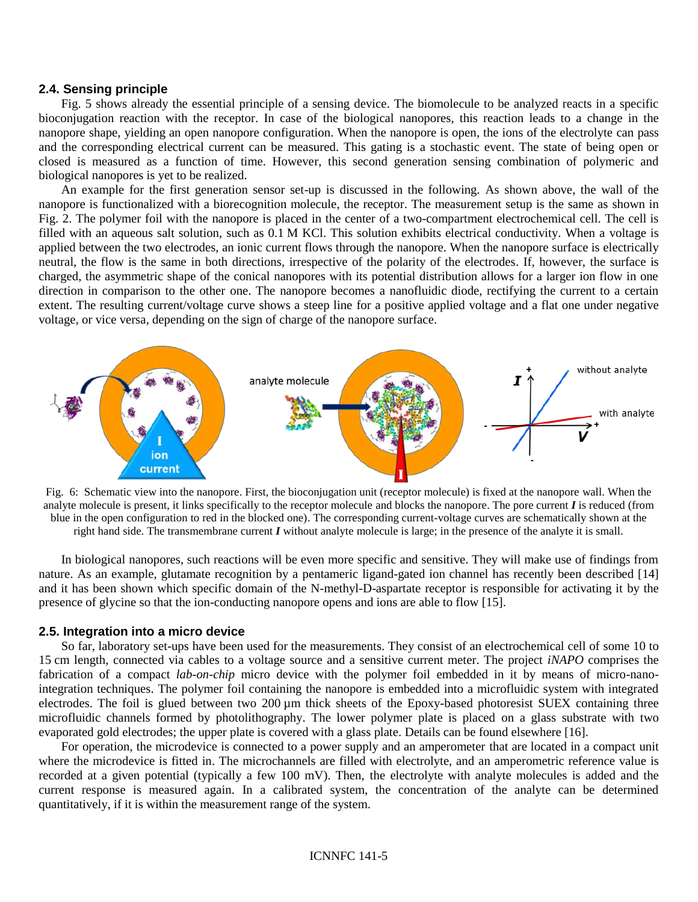### 2.4. Sensing principle

Fig. 5 shows already the essential principle of a sensing device. The biomolecule to be analyzed reacts in a specific bioconjugation reaction with the receptor. In case of the biological nanopores, this reaction leads to a change in the nanopore shape, yielding an open nanopore configuration. When the nanopore is open, the ions of the electrolyte can pass and the corresponding electrical current can be measured. This gating is a stochastic event. The state of being open or closed is measured as a function of time. However, this second generation sensing combination of polymeric and biological nanopores is yet to be realized.

An example for the first generation sensor set-up is discussed in the following. As shown above, the wall of the nanopore is functionalized with a biorecognition molecule, the receptor. The measurement setup is the same as shown in Fig. 2. The polymer foil with the nanopore is placed in the center of a two-compartment electrochemical cell. The cell is filled with an aqueous salt solution, such as 0.1 M KCl. This solution exhibits electrical conductivity. When a voltage is applied between the two electrodes, an ionic current flows through the nanopore. When the nanopore surface is electrically neutral, the flow is the same in both directions, irrespective of the polarity of the electrodes. If, however, the surface is charged, the asymmetric shape of the conical nanopores with its potential distribution allows for a larger ion flow in one direction in comparison to the other one. The nanopore becomes a nanofluidic diode, rectifying the current to a certain extent. The resulting current/voltage curve shows a steep line for a positive applied voltage and a flat one under negative voltage, or vice versa, depending on the sign of charge of the nanopore surface.

Fig. 6: Schematic view into the nanopore. First, the bioconjugation unit (receptor molecule) is fixed at the nanopore wall. When the analyte molecule is present, it links specifically to the receptor molecule and blocks the nanopore. The pore current ***I*** is reduced (from blue in the open configuration to red in the blocked one). The corresponding current-voltage curves are schematically shown at the right hand side. The transmembrane current ***I*** without analyte molecule is large; in the presence of the analyte it is small.

In biological nanopores, such reactions will be even more specific and sensitive. They will make use of findings from nature. As an example, glutamate recognition by a pentameric ligand-gated ion channel has recently been described [14] and it has been shown which specific domain of the N-methyl-D-aspartate receptor is responsible for activating it by the presence of glycine so that the ion-conducting nanopore opens and ions are able to flow [15].

### 2.5. Integration into a micro device

So far, laboratory set-ups have been used for the measurements. They consist of an electrochemical cell of some 10 to 15 cm length, connected via cables to a voltage source and a sensitive current meter. The project *iNAPO* comprises the fabrication of a compact *lab-on-chip* micro device with the polymer foil embedded in it by means of micro-nano-integration techniques. The polymer foil containing the nanopore is embedded into a microfluidic system with integrated electrodes. The foil is glued between two 200 µm thick sheets of the Epoxy-based photoresist SUEX containing three microfluidic channels formed by photolithography. The lower polymer plate is placed on a glass substrate with two evaporated gold electrodes; the upper plate is covered with a glass plate. Details can be found elsewhere [16].

For operation, the microdevice is connected to a power supply and an amperometer that are located in a compact unit where the microdevice is fitted in. The microchannels are filled with electrolyte, and an amperometric reference value is recorded at a given potential (typically a few 100 mV). Then, the electrolyte with analyte molecules is added and the current response is measured again. In a calibrated system, the concentration of the analyte can be determined quantitatively, if it is within the measurement range of the system.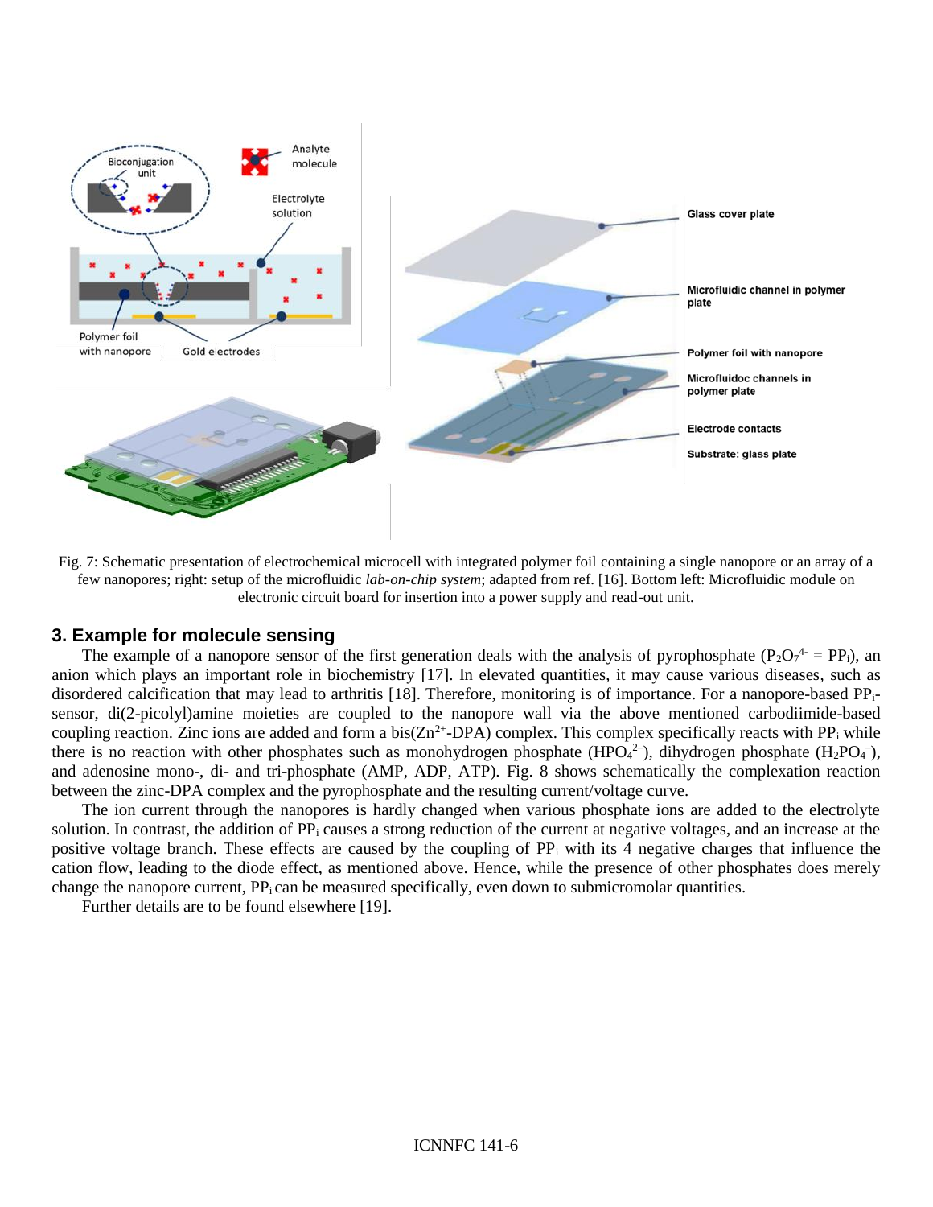Fig. 7: Schematic presentation of electrochemical microcell with integrated polymer foil containing a single nanopore or an array of a few nanopores; right: setup of the microfluidic *lab-on-chip system*; adapted from ref. [16]. Bottom left: Microfluidic module on electronic circuit board for insertion into a power supply and read-out unit.

## 3. Example for molecule sensing

The example of a nanopore sensor of the first generation deals with the analysis of pyrophosphate ($P_2O_7^{4-}$ = $PP_i$), an anion which plays an important role in biochemistry [17]. In elevated quantities, it may cause various diseases, such as disordered calcification that may lead to arthritis [18]. Therefore, monitoring is of importance. For a nanopore-based $PP_i$-sensor, di(2-picolyl)amine moieties are coupled to the nanopore wall via the above mentioned carbodiimide-based coupling reaction. Zinc ions are added and form a bis($Zn^{2+}$-DPA) complex. This complex specifically reacts with $PP_i$ while there is no reaction with other phosphates such as monohydrogen phosphate ($HPO_4^{2-}$), dihydrogen phosphate ($H_2PO_4^{-}$), and adenosine mono-, di- and tri-phosphate (AMP, ADP, ATP). Fig. 8 shows schematically the complexation reaction between the zinc-DPA complex and the pyrophosphate and the resulting current/voltage curve.

The ion current through the nanopores is hardly changed when various phosphate ions are added to the electrolyte solution. In contrast, the addition of $PP_i$ causes a strong reduction of the current at negative voltages, and an increase at the positive voltage branch. These effects are caused by the coupling of $PP_i$ with its 4 negative charges that influence the cation flow, leading to the diode effect, as mentioned above. Hence, while the presence of other phosphates does merely change the nanopore current, $PP_i$ can be measured specifically, even down to submicromolar quantities.

Further details are to be found elsewhere [19].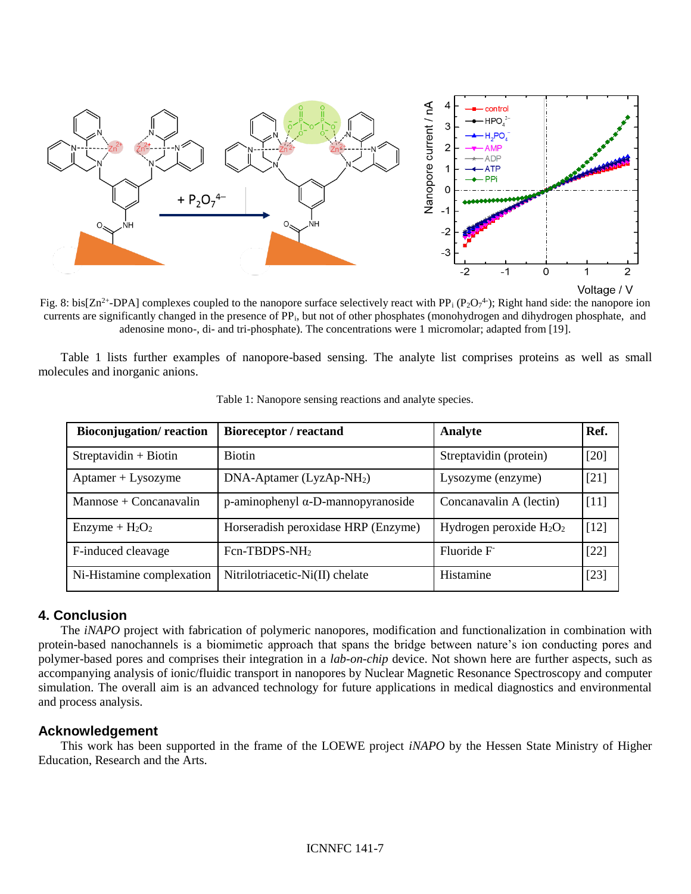Fig. 8: bis[$Zn^{2+}$-DPA] complexes coupled to the nanopore surface selectively react with $PP_i$ ($P_2O_7^{4-}$); Right hand side: the nanopore ion currents are significantly changed in the presence of $PP_i$, but not of other phosphates (monohydrogen and dihydrogen phosphate, and adenosine mono-, di- and tri-phosphate). The concentrations were 1 micromolar; adapted from [19].

Table 1 lists further examples of nanopore-based sensing. The analyte list comprises proteins as well as small molecules and inorganic anions.

Table 1: Nanopore sensing reactions and analyte species.

| Bioconjugation/ reaction | Bioreceptor / reactand | Analyte | Ref. |
|---|---|---|---|
| Streptavidin + Biotin | Biotin | Streptavidin (protein) | [20] |
| Aptamer + Lysozyme | DNA-Aptamer (LyzAp-$NH_2$) | Lysozyme (enzyme) | [21] |
| Mannose + Concanavalin | p-aminophenyl α-D-mannopyranoside | Concanavalin A (lectin) | [11] |
| Enzyme + $H_2O_2$ | Horseradish peroxidase HRP (Enzyme) | Hydrogen peroxide $H_2O_2$ | [12] |
| F-induced cleavage | Fcn-TBDPS-$NH_2$ | Fluoride $F^-$ | [22] |
| Ni-Histamine complexation | Nitrilotriacetic-Ni(II) chelate | Histamine | [23] |

## 4. Conclusion

The *iNAPO* project with fabrication of polymeric nanopores, modification and functionalization in combination with protein-based nanochannels is a biomimetic approach that spans the bridge between nature's ion conducting pores and polymer-based pores and comprises their integration in a *lab-on-chip* device. Not shown here are further aspects, such as accompanying analysis of ionic/fluidic transport in nanopores by Nuclear Magnetic Resonance Spectroscopy and computer simulation. The overall aim is an advanced technology for future applications in medical diagnostics and environmental and process analysis.

## Acknowledgement

This work has been supported in the frame of the LOEWE project *iNAPO* by the Hessen State Ministry of Higher Education, Research and the Arts.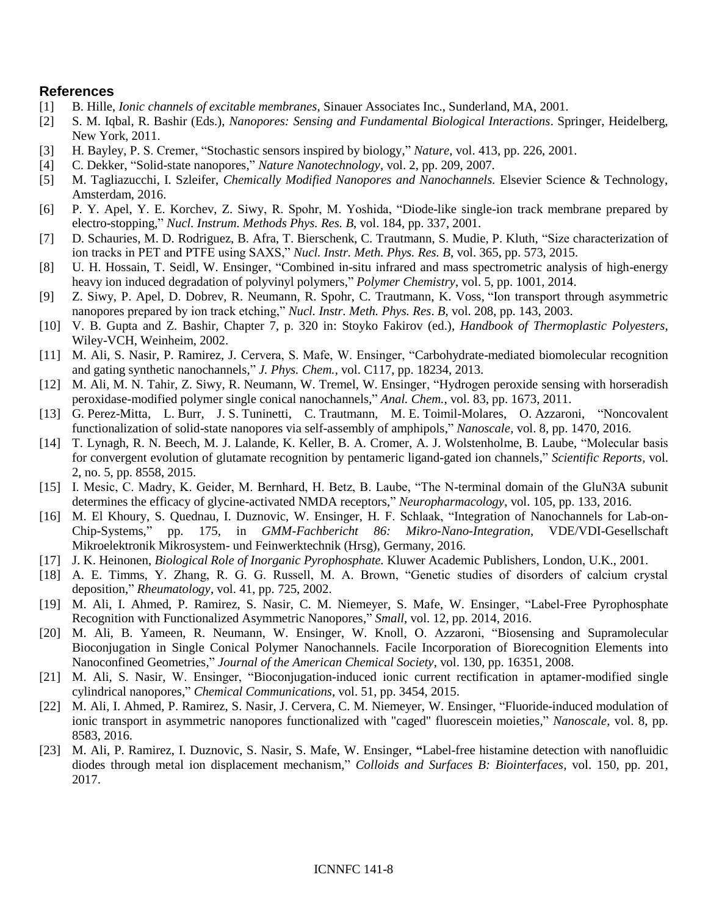## References

[1] B. Hille, *Ionic channels of excitable membranes*, Sinauer Associates Inc., Sunderland, MA, 2001.

[2] S. M. Iqbal, R. Bashir (Eds.), *Nanopores: Sensing and Fundamental Biological Interactions*. Springer, Heidelberg, New York, 2011.

[3] H. Bayley, P. S. Cremer, "Stochastic sensors inspired by biology," *Nature*, vol. 413, pp. 226, 2001.

[4] C. Dekker, "Solid-state nanopores," *Nature Nanotechnology*, vol. 2, pp. 209, 2007.

[5] M. Tagliazucchi, I. Szleifer, *Chemically Modified Nanopores and Nanochannels.* Elsevier Science & Technology, Amsterdam, 2016.

[6] P. Y. Apel, Y. E. Korchev, Z. Siwy, R. Spohr, M. Yoshida, "Diode-like single-ion track membrane prepared by electro-stopping," *Nucl. Instrum. Methods Phys. Res. B*, vol. 184, pp. 337, 2001.

[7] D. Schauries, M. D. Rodriguez, B. Afra, T. Bierschenk, C. Trautmann, S. Mudie, P. Kluth, "Size characterization of ion tracks in PET and PTFE using SAXS," *Nucl. Instr. Meth. Phys. Res. B*, vol. 365, pp. 573, 2015.

[8] U. H. Hossain, T. Seidl, W. Ensinger, "Combined in-situ infrared and mass spectrometric analysis of high-energy heavy ion induced degradation of polyvinyl polymers," *Polymer Chemistry*, vol. 5, pp. 1001, 2014.

[9] Z. Siwy, P. Apel, D. Dobrev, R. Neumann, R. Spohr, C. Trautmann, K. Voss, "Ion transport through asymmetric nanopores prepared by ion track etching," *Nucl. Instr. Meth. Phys. Res. B*, vol. 208, pp. 143, 2003.

[10] V. B. Gupta and Z. Bashir, Chapter 7, p. 320 in: Stoyko Fakirov (ed.), *Handbook of Thermoplastic Polyesters*, Wiley-VCH, Weinheim, 2002.

[11] M. Ali, S. Nasir, P. Ramirez, J. Cervera, S. Mafe, W. Ensinger, "Carbohydrate-mediated biomolecular recognition and gating synthetic nanochannels," *J. Phys. Chem.*, vol. C117, pp. 18234, 2013.

[12] M. Ali, M. N. Tahir, Z. Siwy, R. Neumann, W. Tremel, W. Ensinger, "Hydrogen peroxide sensing with horseradish peroxidase-modified polymer single conical nanochannels," *Anal. Chem.*, vol. 83, pp. 1673, 2011.

[13] G. Perez-Mitta, L. Burr, J. S. Tuninetti, C. Trautmann, M. E. Toimil-Molares, O. Azzaroni, "Noncovalent functionalization of solid-state nanopores via self-assembly of amphipols," *Nanoscale*, vol. 8, pp. 1470, 2016.

[14] T. Lynagh, R. N. Beech, M. J. Lalande, K. Keller, B. A. Cromer, A. J. Wolstenholme, B. Laube, "Molecular basis for convergent evolution of glutamate recognition by pentameric ligand-gated ion channels," *Scientific Reports*, vol. 2, no. 5, pp. 8558, 2015.

[15] I. Mesic, C. Madry, K. Geider, M. Bernhard, H. Betz, B. Laube, "The N-terminal domain of the GluN3A subunit determines the efficacy of glycine-activated NMDA receptors," *Neuropharmacology*, vol. 105, pp. 133, 2016.

[16] M. El Khoury, S. Quednau, I. Duznovic, W. Ensinger, H. F. Schlaak, "Integration of Nanochannels for Lab-on-Chip-Systems," pp. 175, in *GMM-Fachbericht 86: Mikro-Nano-Integration*, VDE/VDI-Gesellschaft Mikroelektronik Mikrosystem- und Feinwerktechnik (Hrsg), Germany, 2016.

[17] J. K. Heinonen, *Biological Role of Inorganic Pyrophosphate.* Kluwer Academic Publishers, London, U.K., 2001.

[18] A. E. Timms, Y. Zhang, R. G. G. Russell, M. A. Brown, "Genetic studies of disorders of calcium crystal deposition," *Rheumatology*, vol. 41, pp. 725, 2002.

[19] M. Ali, I. Ahmed, P. Ramirez, S. Nasir, C. M. Niemeyer, S. Mafe, W. Ensinger, "Label-Free Pyrophosphate Recognition with Functionalized Asymmetric Nanopores," *Small*, vol. 12, pp. 2014, 2016.

[20] M. Ali, B. Yameen, R. Neumann, W. Ensinger, W. Knoll, O. Azzaroni, "Biosensing and Supramolecular Bioconjugation in Single Conical Polymer Nanochannels. Facile Incorporation of Biorecognition Elements into Nanoconfined Geometries," *Journal of the American Chemical Society*, vol. 130, pp. 16351, 2008.

[21] M. Ali, S. Nasir, W. Ensinger, "Bioconjugation-induced ionic current rectification in aptamer-modified single cylindrical nanopores," *Chemical Communications*, vol. 51, pp. 3454, 2015.

[22] M. Ali, I. Ahmed, P. Ramirez, S. Nasir, J. Cervera, C. M. Niemeyer, W. Ensinger, "Fluoride-induced modulation of ionic transport in asymmetric nanopores functionalized with "caged" fluorescein moieties," *Nanoscale*, vol. 8, pp. 8583, 2016.

[23] M. Ali, P. Ramirez, I. Duznovic, S. Nasir, S. Mafe, W. Ensinger, **"**Label-free histamine detection with nanofluidic diodes through metal ion displacement mechanism," *Colloids and Surfaces B: Biointerfaces*, vol. 150, pp. 201, 2017.